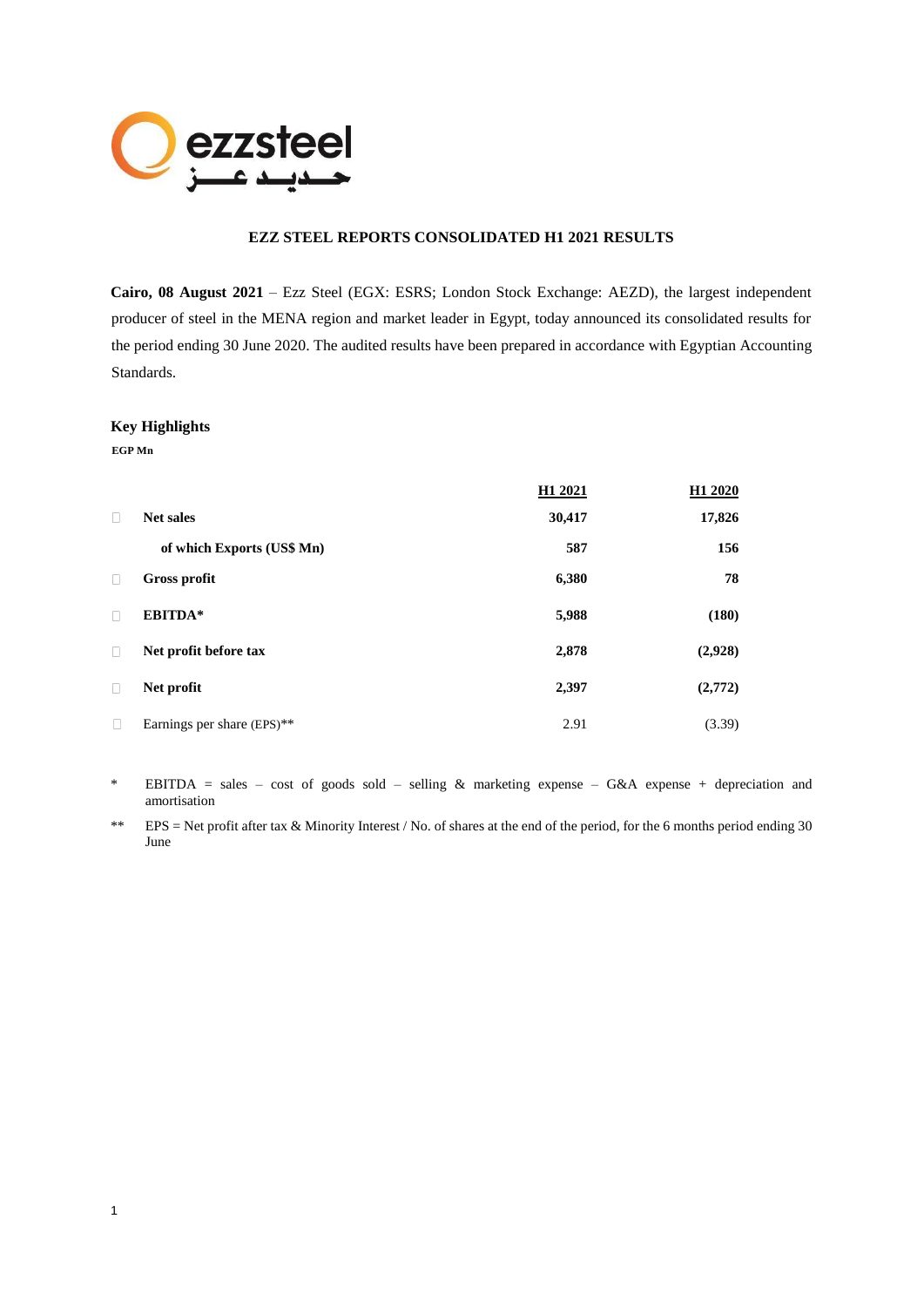# EZZ STEEL REPORTS CONSOLIDATED H1 2021 RESULTS

**Cairo, 08 August 2021** – Ezz Steel (EGX: ESRS; London Stock Exchange: AEZD), the largest independent producer of steel in the MENA region and market leader in Egypt, today announced its consolidated results for the period ending 30 June 2020. The audited results have been prepared in accordance with Egyptian Accounting Standards.

## Key Highlights

**EGP Mn**

| | H1 2021 | H1 2020 |
|---|---|---|
| **Net sales** | **30,417** | **17,826** |
| **of which Exports (US$ Mn)** | **587** | **156** |
| **Gross profit** | **6,380** | **78** |
| **EBITDA*** | **5,988** | **(180)** |
| **Net profit before tax** | **2,878** | **(2,928)** |
| **Net profit** | **2,397** | **(2,772)** |
| Earnings per share (EPS)** | 2.91 | (3.39) |

\* EBITDA = sales – cost of goods sold – selling & marketing expense – G&A expense + depreciation and amortisation

** EPS = Net profit after tax & Minority Interest / No. of shares at the end of the period, for the 6 months period ending 30 June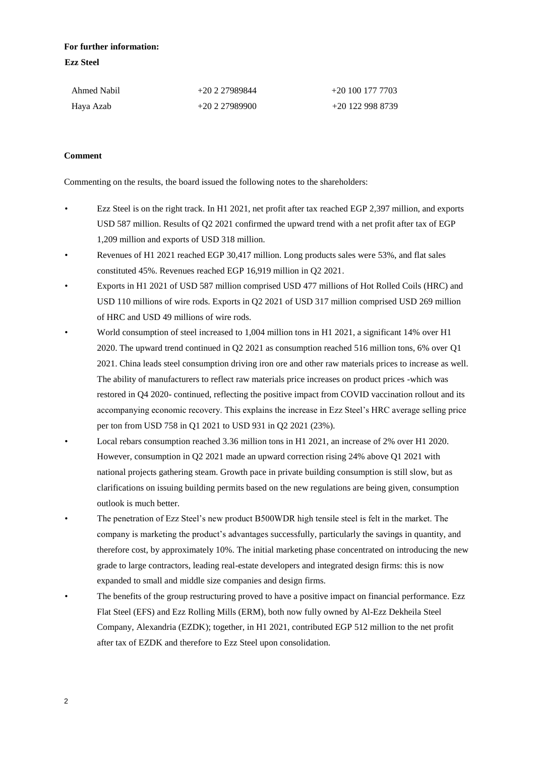**For further information:**

**Ezz Steel**

| | | |
|---|---|---|
| Ahmed Nabil | +20 2 27989844 | +20 100 177 7703 |
| Haya Azab | +20 2 27989900 | +20 122 998 8739 |

**Comment**

Commenting on the results, the board issued the following notes to the shareholders:

- Ezz Steel is on the right track. In H1 2021, net profit after tax reached EGP 2,397 million, and exports USD 587 million. Results of Q2 2021 confirmed the upward trend with a net profit after tax of EGP 1,209 million and exports of USD 318 million.
- Revenues of H1 2021 reached EGP 30,417 million. Long products sales were 53%, and flat sales constituted 45%. Revenues reached EGP 16,919 million in Q2 2021.
- Exports in H1 2021 of USD 587 million comprised USD 477 millions of Hot Rolled Coils (HRC) and USD 110 millions of wire rods. Exports in Q2 2021 of USD 317 million comprised USD 269 million of HRC and USD 49 millions of wire rods.
- World consumption of steel increased to 1,004 million tons in H1 2021, a significant 14% over H1 2020. The upward trend continued in Q2 2021 as consumption reached 516 million tons, 6% over Q1 2021. China leads steel consumption driving iron ore and other raw materials prices to increase as well. The ability of manufacturers to reflect raw materials price increases on product prices -which was restored in Q4 2020- continued, reflecting the positive impact from COVID vaccination rollout and its accompanying economic recovery. This explains the increase in Ezz Steel's HRC average selling price per ton from USD 758 in Q1 2021 to USD 931 in Q2 2021 (23%).
- Local rebars consumption reached 3.36 million tons in H1 2021, an increase of 2% over H1 2020. However, consumption in Q2 2021 made an upward correction rising 24% above Q1 2021 with national projects gathering steam. Growth pace in private building consumption is still slow, but as clarifications on issuing building permits based on the new regulations are being given, consumption outlook is much better.
- The penetration of Ezz Steel's new product B500WDR high tensile steel is felt in the market. The company is marketing the product's advantages successfully, particularly the savings in quantity, and therefore cost, by approximately 10%. The initial marketing phase concentrated on introducing the new grade to large contractors, leading real-estate developers and integrated design firms: this is now expanded to small and middle size companies and design firms.
- The benefits of the group restructuring proved to have a positive impact on financial performance. Ezz Flat Steel (EFS) and Ezz Rolling Mills (ERM), both now fully owned by Al-Ezz Dekheila Steel Company, Alexandria (EZDK); together, in H1 2021, contributed EGP 512 million to the net profit after tax of EZDK and therefore to Ezz Steel upon consolidation.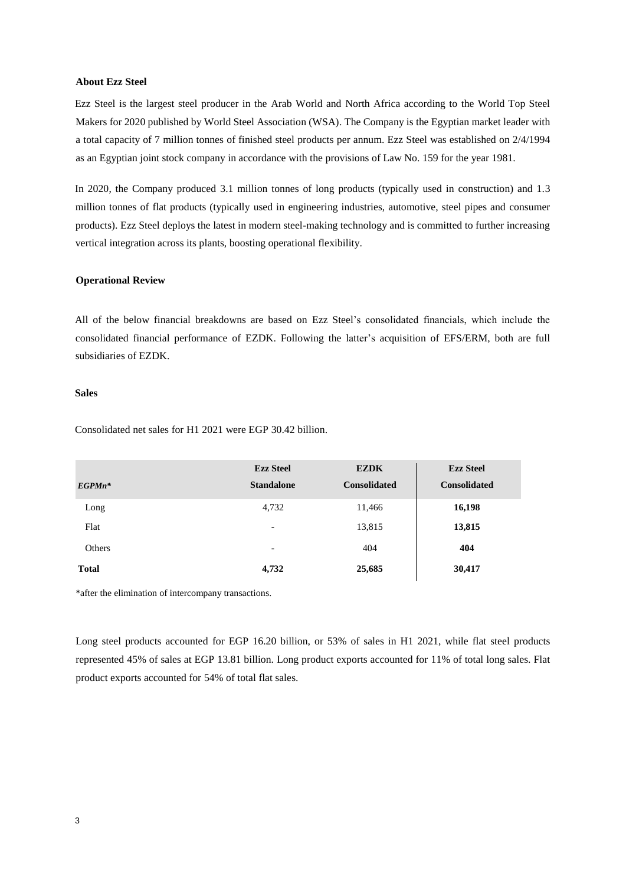### About Ezz Steel

Ezz Steel is the largest steel producer in the Arab World and North Africa according to the World Top Steel Makers for 2020 published by World Steel Association (WSA). The Company is the Egyptian market leader with a total capacity of 7 million tonnes of finished steel products per annum. Ezz Steel was established on 2/4/1994 as an Egyptian joint stock company in accordance with the provisions of Law No. 159 for the year 1981.

In 2020, the Company produced 3.1 million tonnes of long products (typically used in construction) and 1.3 million tonnes of flat products (typically used in engineering industries, automotive, steel pipes and consumer products). Ezz Steel deploys the latest in modern steel-making technology and is committed to further increasing vertical integration across its plants, boosting operational flexibility.

### Operational Review

All of the below financial breakdowns are based on Ezz Steel's consolidated financials, which include the consolidated financial performance of EZDK. Following the latter's acquisition of EFS/ERM, both are full subsidiaries of EZDK.

### Sales

Consolidated net sales for H1 2021 were EGP 30.42 billion.

| *EGPMn** | Ezz Steel Standalone | EZDK Consolidated | Ezz Steel Consolidated |
|---|---|---|---|
| Long | 4,732 | 11,466 | **16,198** |
| Flat | - | 13,815 | **13,815** |
| Others | - | 404 | **404** |
| **Total** | **4,732** | **25,685** | **30,417** |

*after the elimination of intercompany transactions.

Long steel products accounted for EGP 16.20 billion, or 53% of sales in H1 2021, while flat steel products represented 45% of sales at EGP 13.81 billion. Long product exports accounted for 11% of total long sales. Flat product exports accounted for 54% of total flat sales.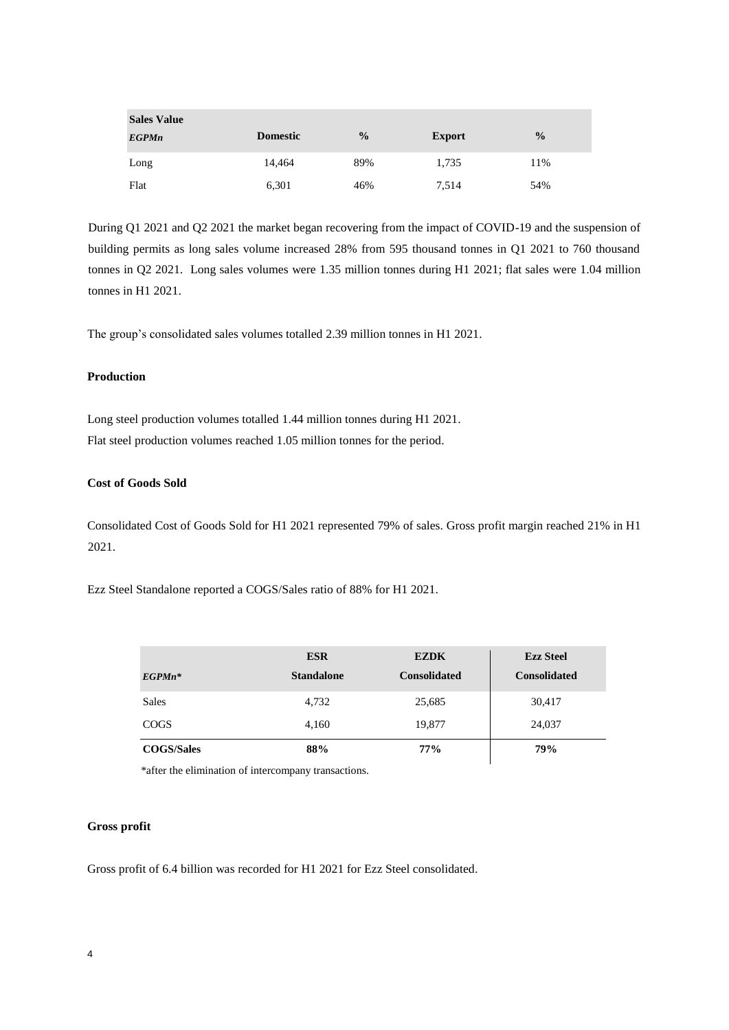| **Sales Value** *EGPMn* | **Domestic** | **%** | **Export** | **%** |
|---|---|---|---|---|
| Long | 14,464 | 89% | 1,735 | 11% |
| Flat | 6,301 | 46% | 7,514 | 54% |

During Q1 2021 and Q2 2021 the market began recovering from the impact of COVID-19 and the suspension of building permits as long sales volume increased 28% from 595 thousand tonnes in Q1 2021 to 760 thousand tonnes in Q2 2021. Long sales volumes were 1.35 million tonnes during H1 2021; flat sales were 1.04 million tonnes in H1 2021.

The group's consolidated sales volumes totalled 2.39 million tonnes in H1 2021.

**Production**

Long steel production volumes totalled 1.44 million tonnes during H1 2021.
Flat steel production volumes reached 1.05 million tonnes for the period.

**Cost of Goods Sold**

Consolidated Cost of Goods Sold for H1 2021 represented 79% of sales. Gross profit margin reached 21% in H1 2021.

Ezz Steel Standalone reported a COGS/Sales ratio of 88% for H1 2021.

| *EGPMn** | **ESR Standalone** | **EZDK Consolidated** | **Ezz Steel Consolidated** |
|---|---|---|---|
| Sales | 4,732 | 25,685 | 30,417 |
| COGS | 4,160 | 19,877 | 24,037 |
| **COGS/Sales** | **88%** | **77%** | **79%** |

*after the elimination of intercompany transactions.

**Gross profit**

Gross profit of 6.4 billion was recorded for H1 2021 for Ezz Steel consolidated.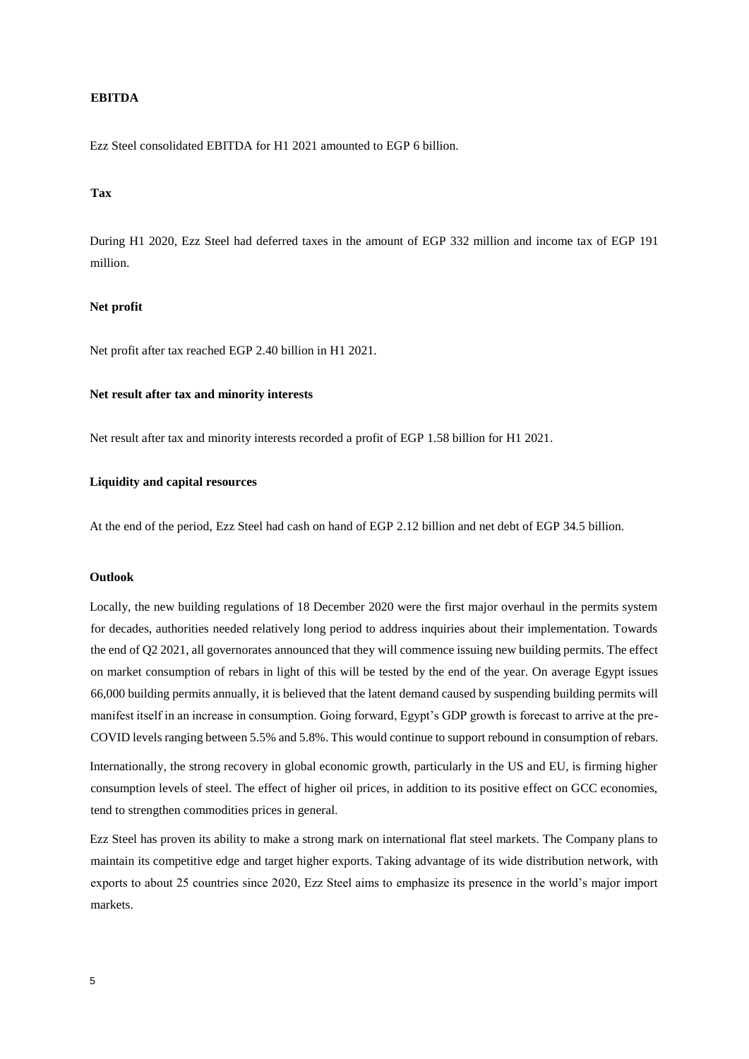**EBITDA**

Ezz Steel consolidated EBITDA for H1 2021 amounted to EGP 6 billion.

**Tax**

During H1 2020, Ezz Steel had deferred taxes in the amount of EGP 332 million and income tax of EGP 191 million.

**Net profit**

Net profit after tax reached EGP 2.40 billion in H1 2021.

**Net result after tax and minority interests**

Net result after tax and minority interests recorded a profit of EGP 1.58 billion for H1 2021.

**Liquidity and capital resources**

At the end of the period, Ezz Steel had cash on hand of EGP 2.12 billion and net debt of EGP 34.5 billion.

**Outlook**

Locally, the new building regulations of 18 December 2020 were the first major overhaul in the permits system for decades, authorities needed relatively long period to address inquiries about their implementation. Towards the end of Q2 2021, all governorates announced that they will commence issuing new building permits. The effect on market consumption of rebars in light of this will be tested by the end of the year. On average Egypt issues 66,000 building permits annually, it is believed that the latent demand caused by suspending building permits will manifest itself in an increase in consumption. Going forward, Egypt's GDP growth is forecast to arrive at the pre-COVID levels ranging between 5.5% and 5.8%. This would continue to support rebound in consumption of rebars.

Internationally, the strong recovery in global economic growth, particularly in the US and EU, is firming higher consumption levels of steel. The effect of higher oil prices, in addition to its positive effect on GCC economies, tend to strengthen commodities prices in general.

Ezz Steel has proven its ability to make a strong mark on international flat steel markets. The Company plans to maintain its competitive edge and target higher exports. Taking advantage of its wide distribution network, with exports to about 25 countries since 2020, Ezz Steel aims to emphasize its presence in the world's major import markets.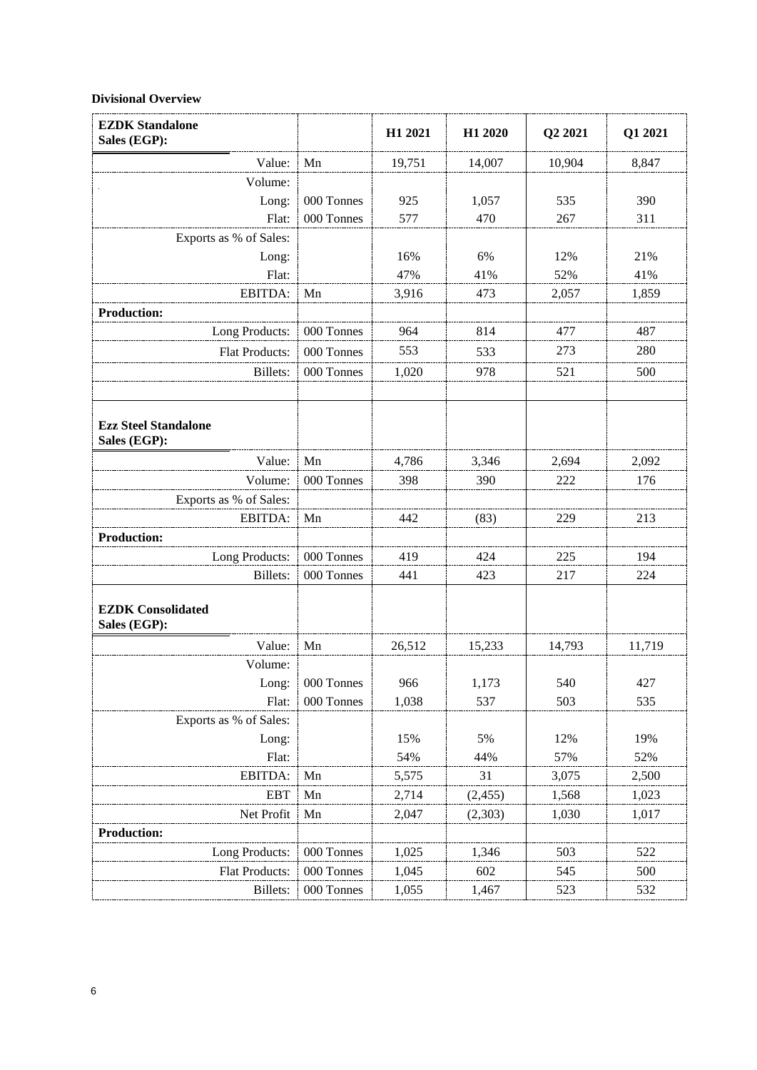**Divisional Overview**

| **EZDK Standalone Sales (EGP):** | | **H1 2021** | **H1 2020** | **Q2 2021** | **Q1 2021** |
|---|---|---|---|---|---|
| Value: | Mn | 19,751 | 14,007 | 10,904 | 8,847 |
| Volume: | | | | | |
| Long: | 000 Tonnes | 925 | 1,057 | 535 | 390 |
| Flat: | 000 Tonnes | 577 | 470 | 267 | 311 |
| Exports as % of Sales: | | | | | |
| Long: | | 16% | 6% | 12% | 21% |
| Flat: | | 47% | 41% | 52% | 41% |
| EBITDA: | Mn | 3,916 | 473 | 2,057 | 1,859 |
| **Production:** | | | | | |
| Long Products: | 000 Tonnes | 964 | 814 | 477 | 487 |
| Flat Products: | 000 Tonnes | 553 | 533 | 273 | 280 |
| Billets: | 000 Tonnes | 1,020 | 978 | 521 | 500 |
| | | | | | |
| **Ezz Steel Standalone Sales (EGP):** | | | | | |
| Value: | Mn | 4,786 | 3,346 | 2,694 | 2,092 |
| Volume: | 000 Tonnes | 398 | 390 | 222 | 176 |
| Exports as % of Sales: | | | | | |
| EBITDA: | Mn | 442 | (83) | 229 | 213 |
| **Production:** | | | | | |
| Long Products: | 000 Tonnes | 419 | 424 | 225 | 194 |
| Billets: | 000 Tonnes | 441 | 423 | 217 | 224 |
| **EZDK Consolidated Sales (EGP):** | | | | | |
| Value: | Mn | 26,512 | 15,233 | 14,793 | 11,719 |
| Volume: | | | | | |
| Long: | 000 Tonnes | 966 | 1,173 | 540 | 427 |
| Flat: | 000 Tonnes | 1,038 | 537 | 503 | 535 |
| Exports as % of Sales: | | | | | |
| Long: | | 15% | 5% | 12% | 19% |
| Flat: | | 54% | 44% | 57% | 52% |
| EBITDA: | Mn | 5,575 | 31 | 3,075 | 2,500 |
| EBT | Mn | 2,714 | (2,455) | 1,568 | 1,023 |
| Net Profit | Mn | 2,047 | (2,303) | 1,030 | 1,017 |
| **Production:** | | | | | |
| Long Products: | 000 Tonnes | 1,025 | 1,346 | 503 | 522 |
| Flat Products: | 000 Tonnes | 1,045 | 602 | 545 | 500 |
| Billets: | 000 Tonnes | 1,055 | 1,467 | 523 | 532 |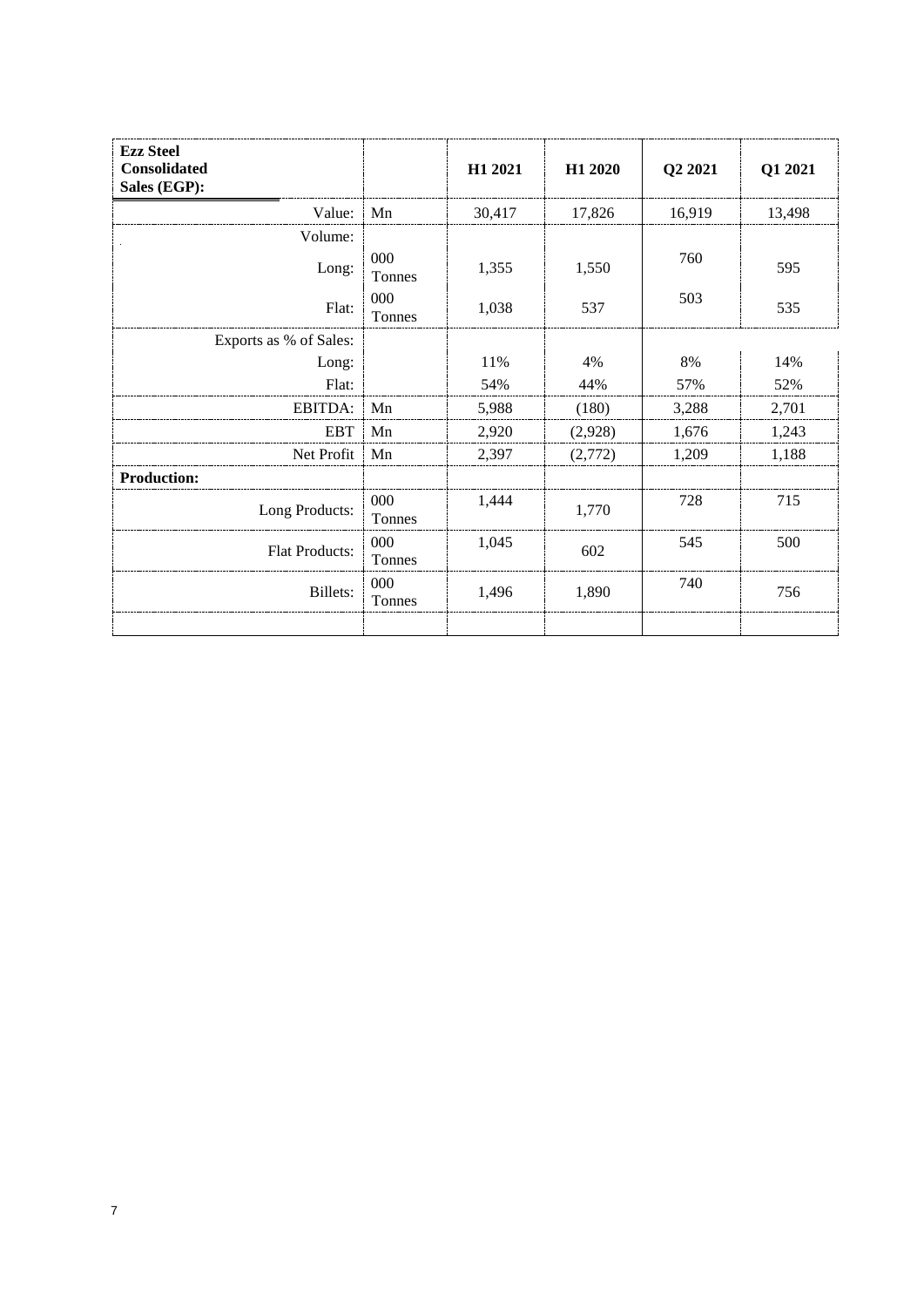| **Ezz Steel Consolidated Sales (EGP):** | | **H1 2021** | **H1 2020** | **Q2 2021** | **Q1 2021** |
|---|---|---|---|---|---|
| Value: | Mn | 30,417 | 17,826 | 16,919 | 13,498 |
| Volume: | | | | | |
| Long: | 000 Tonnes | 1,355 | 1,550 | 760 | 595 |
| Flat: | 000 Tonnes | 1,038 | 537 | 503 | 535 |
| Exports as % of Sales: | | | | | |
| Long: | | 11% | 4% | 8% | 14% |
| Flat: | | 54% | 44% | 57% | 52% |
| EBITDA: | Mn | 5,988 | (180) | 3,288 | 2,701 |
| EBT | Mn | 2,920 | (2,928) | 1,676 | 1,243 |
| Net Profit | Mn | 2,397 | (2,772) | 1,209 | 1,188 |
| **Production:** | | | | | |
| Long Products: | 000 Tonnes | 1,444 | 1,770 | 728 | 715 |
| Flat Products: | 000 Tonnes | 1,045 | 602 | 545 | 500 |
| Billets: | 000 Tonnes | 1,496 | 1,890 | 740 | 756 |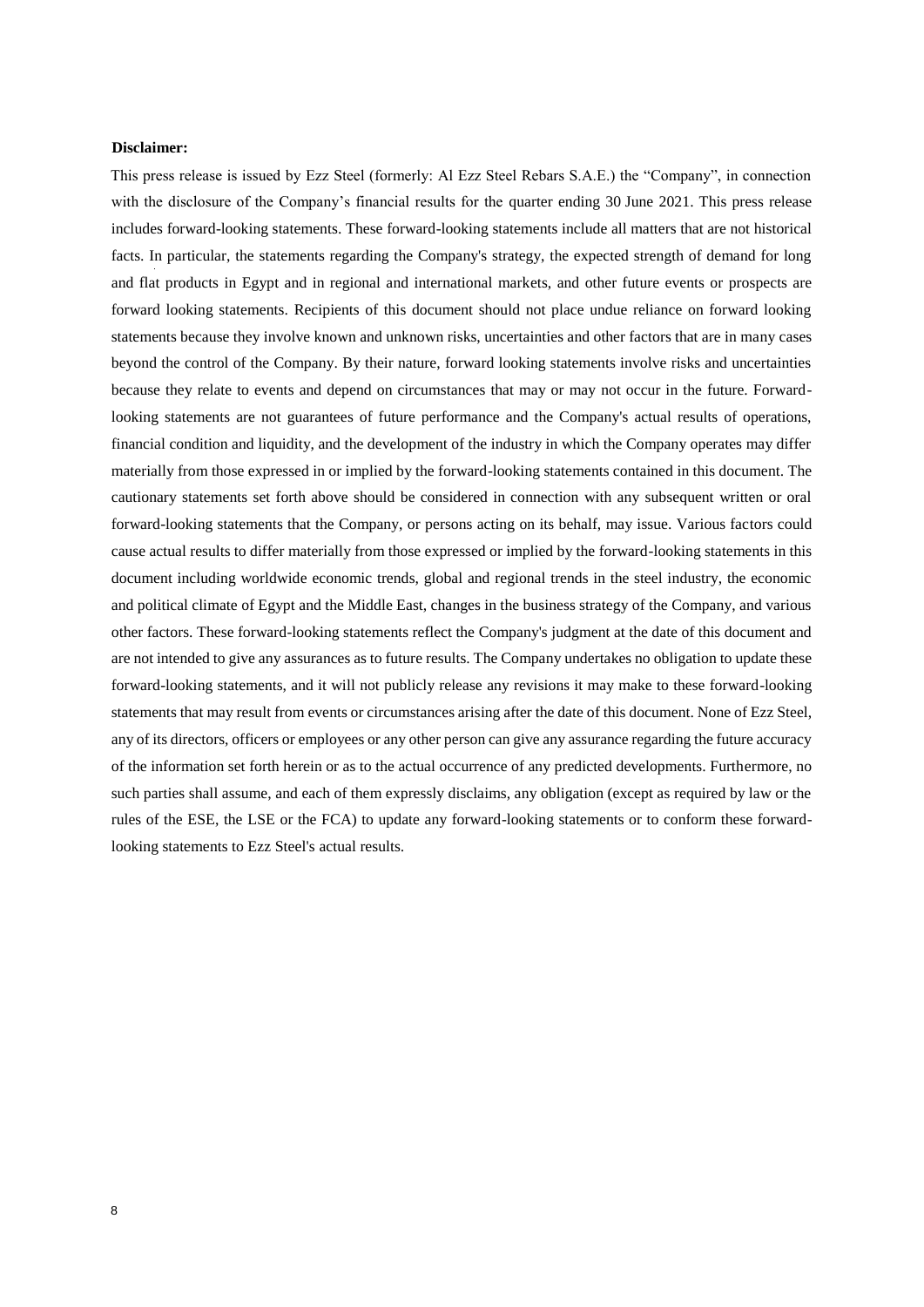**Disclaimer:**

This press release is issued by Ezz Steel (formerly: Al Ezz Steel Rebars S.A.E.) the "Company", in connection with the disclosure of the Company's financial results for the quarter ending 30 June 2021. This press release includes forward-looking statements. These forward-looking statements include all matters that are not historical facts. In particular, the statements regarding the Company's strategy, the expected strength of demand for long and flat products in Egypt and in regional and international markets, and other future events or prospects are forward looking statements. Recipients of this document should not place undue reliance on forward looking statements because they involve known and unknown risks, uncertainties and other factors that are in many cases beyond the control of the Company. By their nature, forward looking statements involve risks and uncertainties because they relate to events and depend on circumstances that may or may not occur in the future. Forward-looking statements are not guarantees of future performance and the Company's actual results of operations, financial condition and liquidity, and the development of the industry in which the Company operates may differ materially from those expressed in or implied by the forward-looking statements contained in this document. The cautionary statements set forth above should be considered in connection with any subsequent written or oral forward-looking statements that the Company, or persons acting on its behalf, may issue. Various factors could cause actual results to differ materially from those expressed or implied by the forward-looking statements in this document including worldwide economic trends, global and regional trends in the steel industry, the economic and political climate of Egypt and the Middle East, changes in the business strategy of the Company, and various other factors. These forward-looking statements reflect the Company's judgment at the date of this document and are not intended to give any assurances as to future results. The Company undertakes no obligation to update these forward-looking statements, and it will not publicly release any revisions it may make to these forward-looking statements that may result from events or circumstances arising after the date of this document. None of Ezz Steel, any of its directors, officers or employees or any other person can give any assurance regarding the future accuracy of the information set forth herein or as to the actual occurrence of any predicted developments. Furthermore, no such parties shall assume, and each of them expressly disclaims, any obligation (except as required by law or the rules of the ESE, the LSE or the FCA) to update any forward-looking statements or to conform these forward-looking statements to Ezz Steel's actual results.